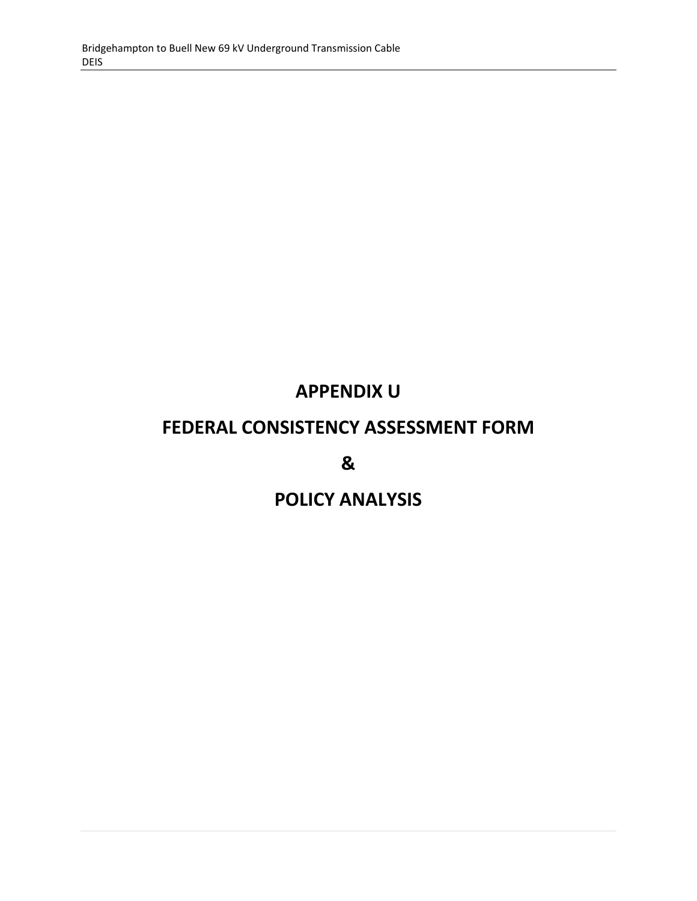# APPENDIX U

# FEDERAL CONSISTENCY ASSESSMENT FORM

# &

# POLICY ANALYSIS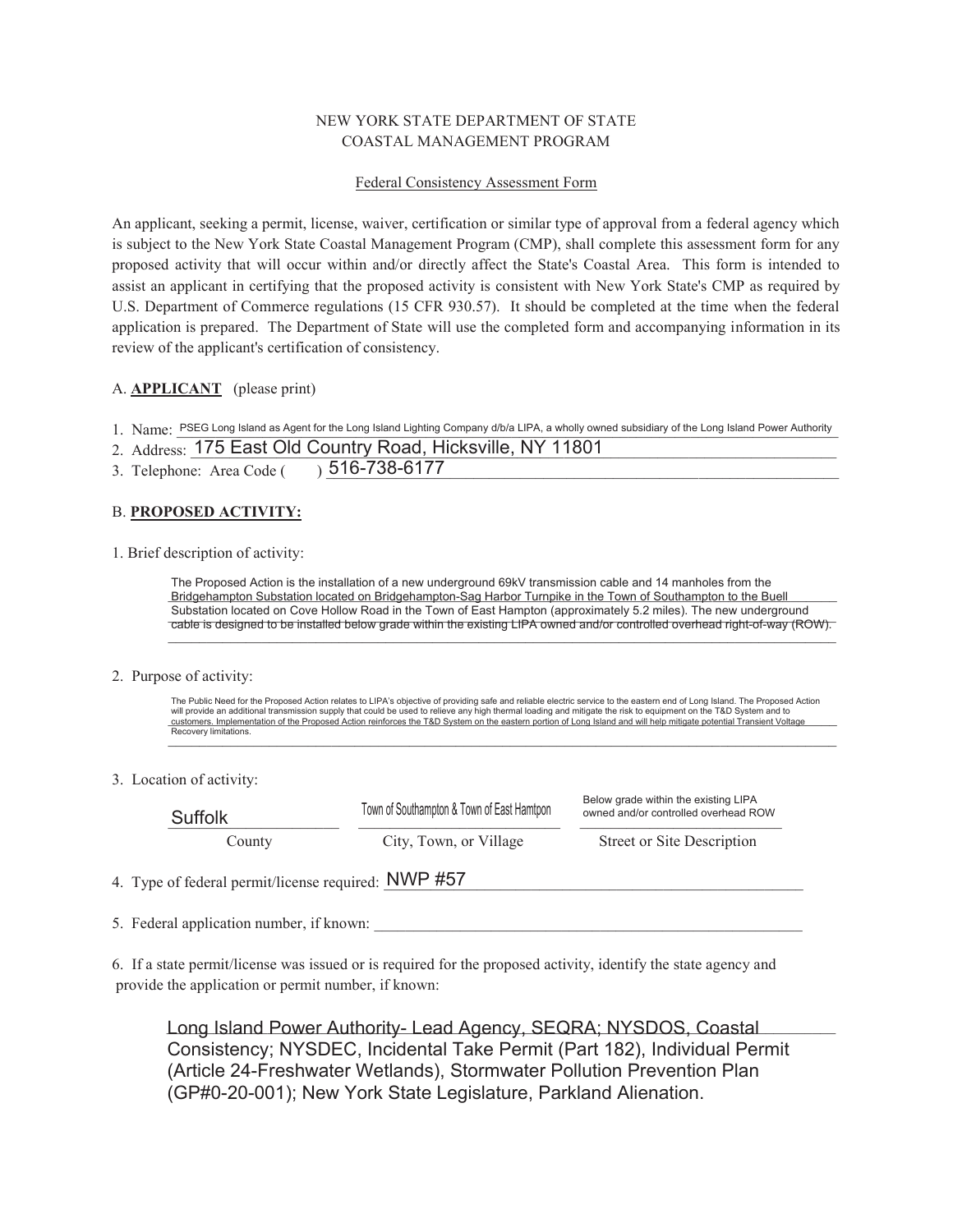NEW YORK STATE DEPARTMENT OF STATE
COASTAL MANAGEMENT PROGRAM

Federal Consistency Assessment Form

An applicant, seeking a permit, license, waiver, certification or similar type of approval from a federal agency which is subject to the New York State Coastal Management Program (CMP), shall complete this assessment form for any proposed activity that will occur within and/or directly affect the State's Coastal Area. This form is intended to assist an applicant in certifying that the proposed activity is consistent with New York State's CMP as required by U.S. Department of Commerce regulations (15 CFR 930.57). It should be completed at the time when the federal application is prepared. The Department of State will use the completed form and accompanying information in its review of the applicant's certification of consistency.

A. **APPLICANT** (please print)

1. Name: PSEG Long Island as Agent for the Long Island Lighting Company d/b/a LIPA, a wholly owned subsidiary of the Long Island Power Authority
2. Address: 175 East Old Country Road, Hicksville, NY 11801
3. Telephone: Area Code ( ) 516-738-6177

B. **PROPOSED ACTIVITY:**

1. Brief description of activity:

   The Proposed Action is the installation of a new underground 69kV transmission cable and 14 manholes from the Bridgehampton Substation located on Bridgehampton-Sag Harbor Turnpike in the Town of Southampton to the Buell Substation located on Cove Hollow Road in the Town of East Hampton (approximately 5.2 miles). The new underground cable is designed to be installed below grade within the existing LIPA owned and/or controlled overhead right-of-way (ROW).

2. Purpose of activity:

   The Public Need for the Proposed Action relates to LIPA's objective of providing safe and reliable electric service to the eastern end of Long Island. The Proposed Action will provide an additional transmission supply that could be used to relieve any high thermal loading and mitigate the risk to equipment on the T&D System and to customers. Implementation of the Proposed Action reinforces the T&D System on the eastern portion of Long Island and will help mitigate potential Transient Voltage Recovery limitations.

3. Location of activity:

| Suffolk | Town of Southampton & Town of East Hamtpon | Below grade within the existing LIPA owned and/or controlled overhead ROW |
|---|---|---|
| County | City, Town, or Village | Street or Site Description |

4. Type of federal permit/license required: NWP #57

5. Federal application number, if known: \_\_\_\_\_\_\_\_\_\_

6. If a state permit/license was issued or is required for the proposed activity, identify the state agency and provide the application or permit number, if known:

   Long Island Power Authority- Lead Agency, SEQRA; NYSDOS, Coastal Consistency; NYSDEC, Incidental Take Permit (Part 182), Individual Permit (Article 24-Freshwater Wetlands), Stormwater Pollution Prevention Plan (GP#0-20-001); New York State Legislature, Parkland Alienation.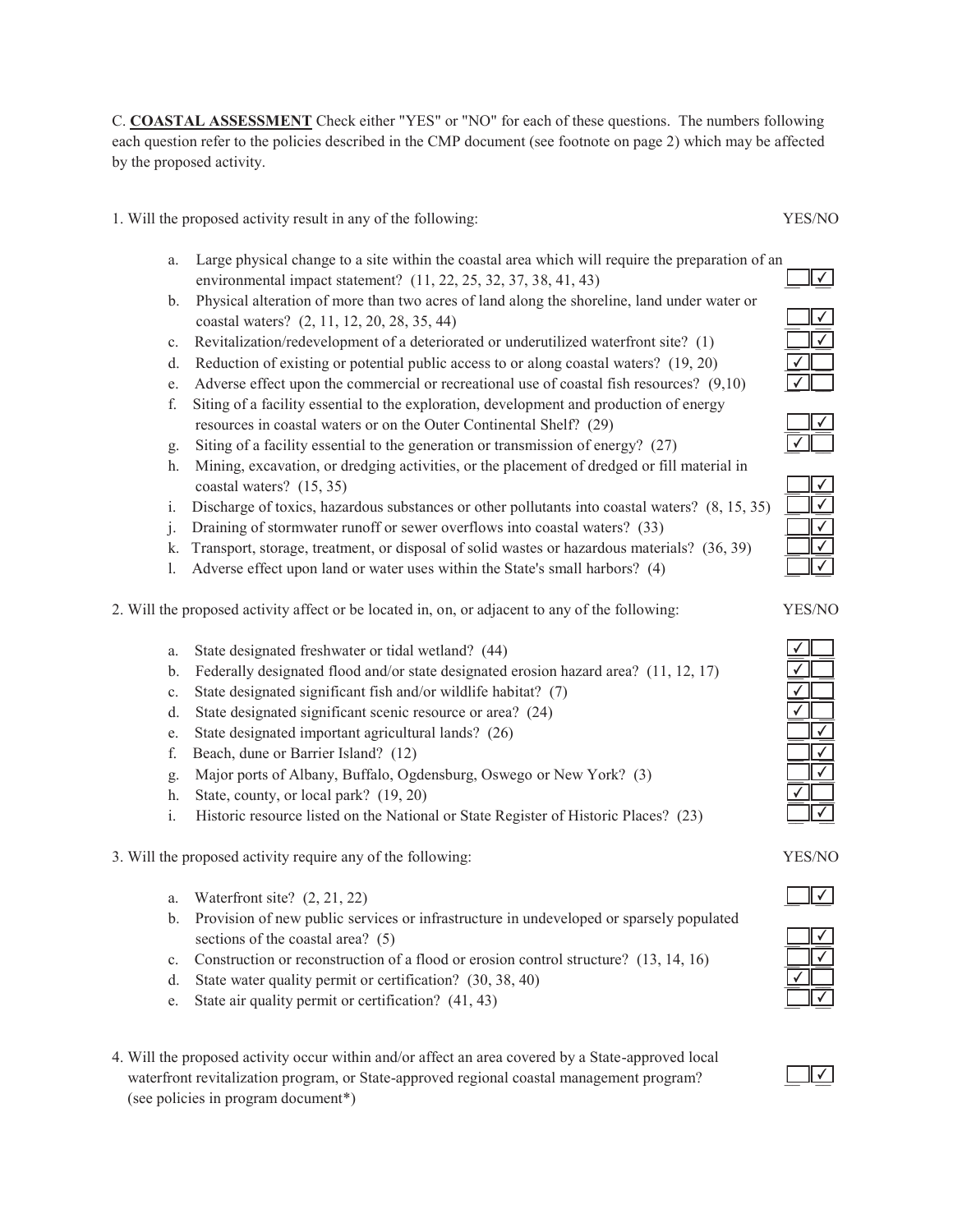C. **COASTAL ASSESSMENT** Check either "YES" or "NO" for each of these questions. The numbers following each question refer to the policies described in the CMP document (see footnote on page 2) which may be affected by the proposed activity.

| 1. Will the proposed activity result in any of the following: | YES | NO |
|---|---|---|
| a. Large physical change to a site within the coastal area which will require the preparation of an environmental impact statement? (11, 22, 25, 32, 37, 38, 41, 43) | | ✓ |
| b. Physical alteration of more than two acres of land along the shoreline, land under water or coastal waters? (2, 11, 12, 20, 28, 35, 44) | | ✓ |
| c. Revitalization/redevelopment of a deteriorated or underutilized waterfront site? (1) | | ✓ |
| d. Reduction of existing or potential public access to or along coastal waters? (19, 20) | ✓ | |
| e. Adverse effect upon the commercial or recreational use of coastal fish resources? (9,10) | ✓ | |
| f. Siting of a facility essential to the exploration, development and production of energy resources in coastal waters or on the Outer Continental Shelf? (29) | | ✓ |
| g. Siting of a facility essential to the generation or transmission of energy? (27) | ✓ | |
| h. Mining, excavation, or dredging activities, or the placement of dredged or fill material in coastal waters? (15, 35) | | ✓ |
| i. Discharge of toxics, hazardous substances or other pollutants into coastal waters? (8, 15, 35) | | ✓ |
| j. Draining of stormwater runoff or sewer overflows into coastal waters? (33) | | ✓ |
| k. Transport, storage, treatment, or disposal of solid wastes or hazardous materials? (36, 39) | | ✓ |
| l. Adverse effect upon land or water uses within the State's small harbors? (4) | | ✓ |

| 2. Will the proposed activity affect or be located in, on, or adjacent to any of the following: | YES | NO |
|---|---|---|
| a. State designated freshwater or tidal wetland? (44) | ✓ | |
| b. Federally designated flood and/or state designated erosion hazard area? (11, 12, 17) | ✓ | |
| c. State designated significant fish and/or wildlife habitat? (7) | ✓ | |
| d. State designated significant scenic resource or area? (24) | ✓ | |
| e. State designated important agricultural lands? (26) | | ✓ |
| f. Beach, dune or Barrier Island? (12) | | ✓ |
| g. Major ports of Albany, Buffalo, Ogdensburg, Oswego or New York? (3) | | ✓ |
| h. State, county, or local park? (19, 20) | ✓ | |
| i. Historic resource listed on the National or State Register of Historic Places? (23) | | ✓ |

| 3. Will the proposed activity require any of the following: | YES | NO |
|---|---|---|
| a. Waterfront site? (2, 21, 22) | | ✓ |
| b. Provision of new public services or infrastructure in undeveloped or sparsely populated sections of the coastal area? (5) | | ✓ |
| c. Construction or reconstruction of a flood or erosion control structure? (13, 14, 16) | | ✓ |
| d. State water quality permit or certification? (30, 38, 40) | ✓ | |
| e. State air quality permit or certification? (41, 43) | | ✓ |

| 4. Will the proposed activity occur within and/or affect an area covered by a State-approved local waterfront revitalization program, or State-approved regional coastal management program? (see policies in program document*) | YES | NO |
|---|---|---|
| | | ✓ |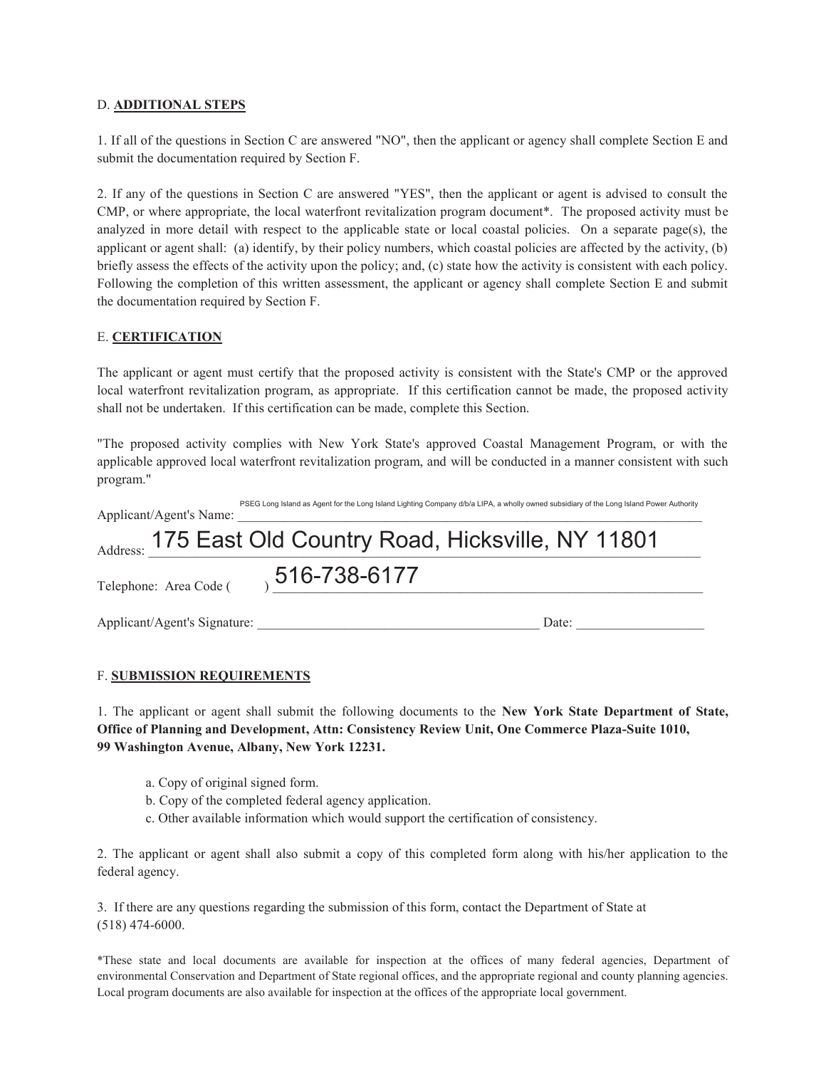D. **ADDITIONAL STEPS**

1. If all of the questions in Section C are answered "NO", then the applicant or agency shall complete Section E and submit the documentation required by Section F.

2. If any of the questions in Section C are answered "YES", then the applicant or agent is advised to consult the CMP, or where appropriate, the local waterfront revitalization program document*. The proposed activity must be analyzed in more detail with respect to the applicable state or local coastal policies. On a separate page(s), the applicant or agent shall: (a) identify, by their policy numbers, which coastal policies are affected by the activity, (b) briefly assess the effects of the activity upon the policy; and, (c) state how the activity is consistent with each policy. Following the completion of this written assessment, the applicant or agency shall complete Section E and submit the documentation required by Section F.

E. **CERTIFICATION**

The applicant or agent must certify that the proposed activity is consistent with the State's CMP or the approved local waterfront revitalization program, as appropriate. If this certification cannot be made, the proposed activity shall not be undertaken. If this certification can be made, complete this Section.

"The proposed activity complies with New York State's approved Coastal Management Program, or with the applicable approved local waterfront revitalization program, and will be conducted in a manner consistent with such program."

Applicant/Agent's Name: PSEG Long Island as Agent for the Long Island Lighting Company d/b/a LIPA, a wholly owned subsidiary of the Long Island Power Authority

Address: 175 East Old Country Road, Hicksville, NY 11801

Telephone: Area Code ( ) 516-738-6177

Applicant/Agent's Signature: ________________________ Date: ____________

F. **SUBMISSION REQUIREMENTS**

1. The applicant or agent shall submit the following documents to the **New York State Department of State, Office of Planning and Development, Attn: Consistency Review Unit, One Commerce Plaza-Suite 1010, 99 Washington Avenue, Albany, New York 12231.**

   a. Copy of original signed form.
   b. Copy of the completed federal agency application.
   c. Other available information which would support the certification of consistency.

2. The applicant or agent shall also submit a copy of this completed form along with his/her application to the federal agency.

3. If there are any questions regarding the submission of this form, contact the Department of State at (518) 474-6000.

*These state and local documents are available for inspection at the offices of many federal agencies, Department of environmental Conservation and Department of State regional offices, and the appropriate regional and county planning agencies. Local program documents are also available for inspection at the offices of the appropriate local government.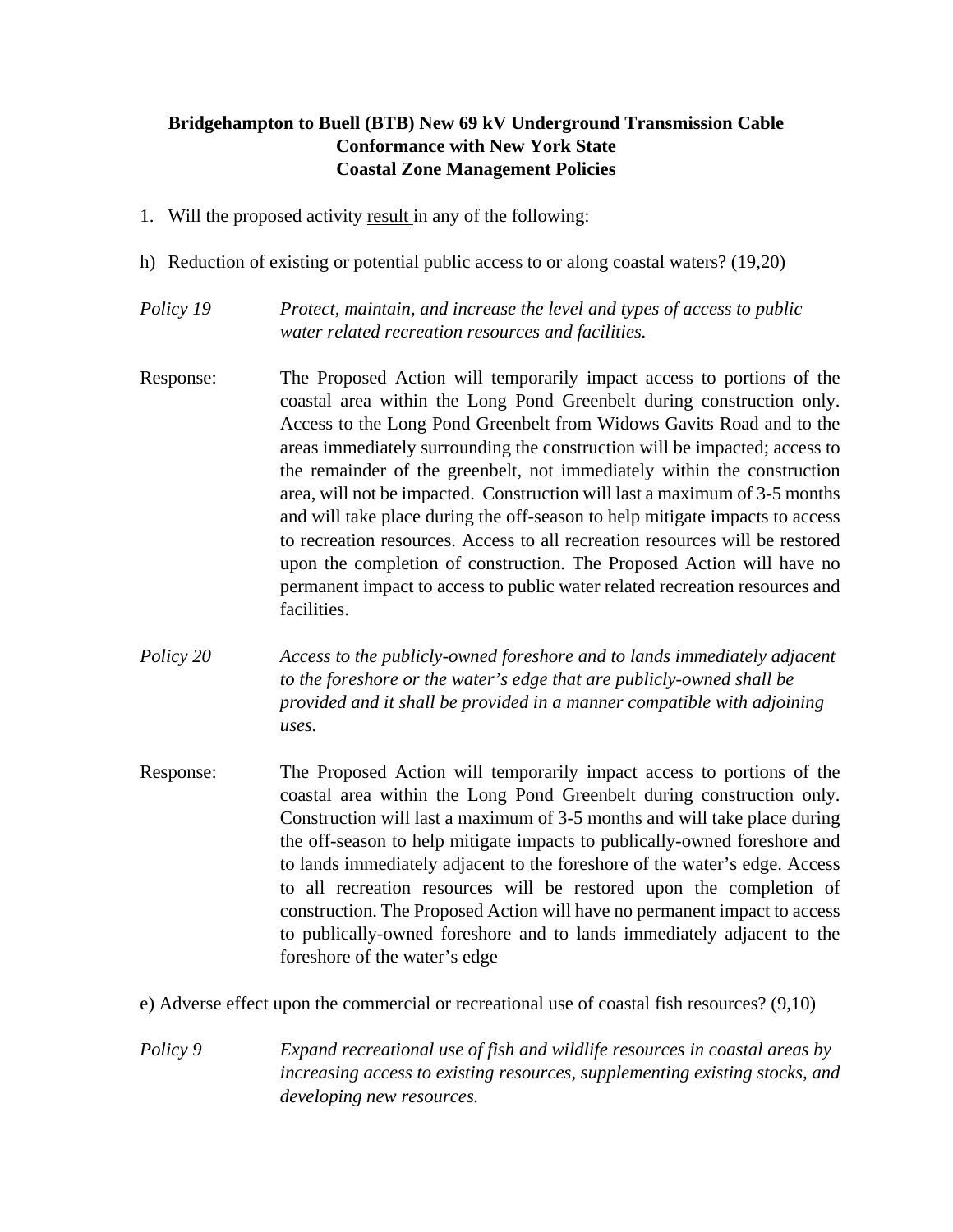**Bridgehampton to Buell (BTB) New 69 kV Underground Transmission Cable**
**Conformance with New York State**
**Coastal Zone Management Policies**

1. Will the proposed activity <u>result</u> in any of the following:

h) Reduction of existing or potential public access to or along coastal waters? (19,20)

*Policy 19* *Protect, maintain, and increase the level and types of access to public water related recreation resources and facilities.*

Response: The Proposed Action will temporarily impact access to portions of the coastal area within the Long Pond Greenbelt during construction only. Access to the Long Pond Greenbelt from Widows Gavits Road and to the areas immediately surrounding the construction will be impacted; access to the remainder of the greenbelt, not immediately within the construction area, will not be impacted. Construction will last a maximum of 3-5 months and will take place during the off-season to help mitigate impacts to access to recreation resources. Access to all recreation resources will be restored upon the completion of construction. The Proposed Action will have no permanent impact to access to public water related recreation resources and facilities.

*Policy 20* *Access to the publicly-owned foreshore and to lands immediately adjacent to the foreshore or the water's edge that are publicly-owned shall be provided and it shall be provided in a manner compatible with adjoining uses.*

Response: The Proposed Action will temporarily impact access to portions of the coastal area within the Long Pond Greenbelt during construction only. Construction will last a maximum of 3-5 months and will take place during the off-season to help mitigate impacts to publically-owned foreshore and to lands immediately adjacent to the foreshore of the water's edge. Access to all recreation resources will be restored upon the completion of construction. The Proposed Action will have no permanent impact to access to publically-owned foreshore and to lands immediately adjacent to the foreshore of the water's edge

e) Adverse effect upon the commercial or recreational use of coastal fish resources? (9,10)

*Policy 9* *Expand recreational use of fish and wildlife resources in coastal areas by increasing access to existing resources, supplementing existing stocks, and developing new resources.*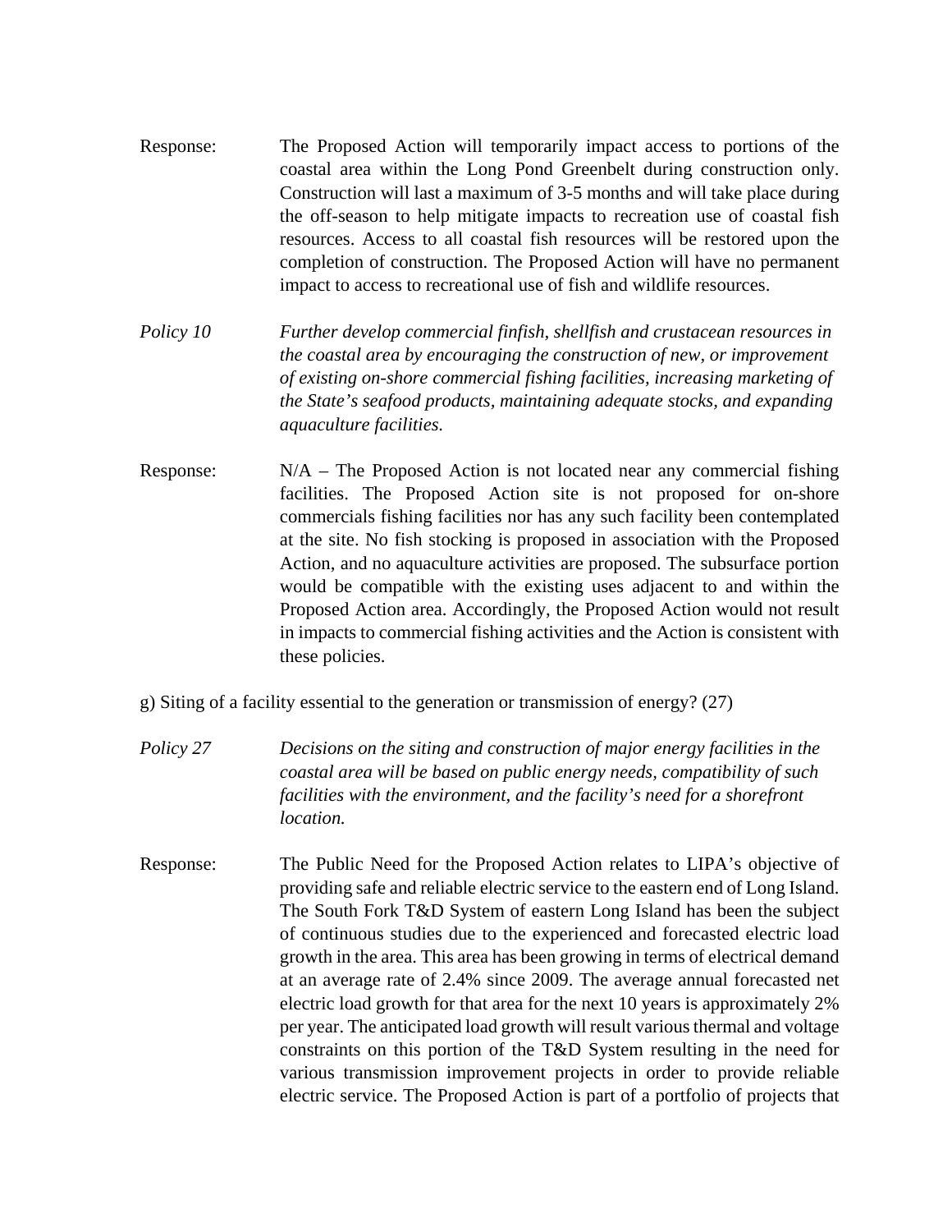Response: The Proposed Action will temporarily impact access to portions of the coastal area within the Long Pond Greenbelt during construction only. Construction will last a maximum of 3-5 months and will take place during the off-season to help mitigate impacts to recreation use of coastal fish resources. Access to all coastal fish resources will be restored upon the completion of construction. The Proposed Action will have no permanent impact to access to recreational use of fish and wildlife resources.

*Policy 10* *Further develop commercial finfish, shellfish and crustacean resources in the coastal area by encouraging the construction of new, or improvement of existing on-shore commercial fishing facilities, increasing marketing of the State's seafood products, maintaining adequate stocks, and expanding aquaculture facilities.*

Response: N/A – The Proposed Action is not located near any commercial fishing facilities. The Proposed Action site is not proposed for on-shore commercials fishing facilities nor has any such facility been contemplated at the site. No fish stocking is proposed in association with the Proposed Action, and no aquaculture activities are proposed. The subsurface portion would be compatible with the existing uses adjacent to and within the Proposed Action area. Accordingly, the Proposed Action would not result in impacts to commercial fishing activities and the Action is consistent with these policies.

g) Siting of a facility essential to the generation or transmission of energy? (27)

*Policy 27* *Decisions on the siting and construction of major energy facilities in the coastal area will be based on public energy needs, compatibility of such facilities with the environment, and the facility's need for a shorefront location.*

Response: The Public Need for the Proposed Action relates to LIPA's objective of providing safe and reliable electric service to the eastern end of Long Island. The South Fork T&D System of eastern Long Island has been the subject of continuous studies due to the experienced and forecasted electric load growth in the area. This area has been growing in terms of electrical demand at an average rate of 2.4% since 2009. The average annual forecasted net electric load growth for that area for the next 10 years is approximately 2% per year. The anticipated load growth will result various thermal and voltage constraints on this portion of the T&D System resulting in the need for various transmission improvement projects in order to provide reliable electric service. The Proposed Action is part of a portfolio of projects that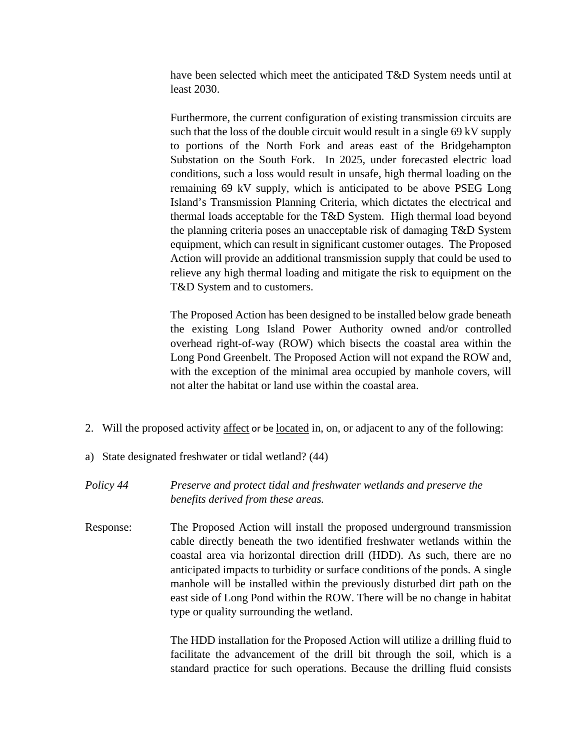have been selected which meet the anticipated T&D System needs until at least 2030.

Furthermore, the current configuration of existing transmission circuits are such that the loss of the double circuit would result in a single 69 kV supply to portions of the North Fork and areas east of the Bridgehampton Substation on the South Fork. In 2025, under forecasted electric load conditions, such a loss would result in unsafe, high thermal loading on the remaining 69 kV supply, which is anticipated to be above PSEG Long Island's Transmission Planning Criteria, which dictates the electrical and thermal loads acceptable for the T&D System. High thermal load beyond the planning criteria poses an unacceptable risk of damaging T&D System equipment, which can result in significant customer outages. The Proposed Action will provide an additional transmission supply that could be used to relieve any high thermal loading and mitigate the risk to equipment on the T&D System and to customers.

The Proposed Action has been designed to be installed below grade beneath the existing Long Island Power Authority owned and/or controlled overhead right-of-way (ROW) which bisects the coastal area within the Long Pond Greenbelt. The Proposed Action will not expand the ROW and, with the exception of the minimal area occupied by manhole covers, will not alter the habitat or land use within the coastal area.

2. Will the proposed activity <u>affect</u> or be <u>located</u> in, on, or adjacent to any of the following:

a) State designated freshwater or tidal wetland? (44)

*Policy 44* *Preserve and protect tidal and freshwater wetlands and preserve the benefits derived from these areas.*

Response: The Proposed Action will install the proposed underground transmission cable directly beneath the two identified freshwater wetlands within the coastal area via horizontal direction drill (HDD). As such, there are no anticipated impacts to turbidity or surface conditions of the ponds. A single manhole will be installed within the previously disturbed dirt path on the east side of Long Pond within the ROW. There will be no change in habitat type or quality surrounding the wetland.

The HDD installation for the Proposed Action will utilize a drilling fluid to facilitate the advancement of the drill bit through the soil, which is a standard practice for such operations. Because the drilling fluid consists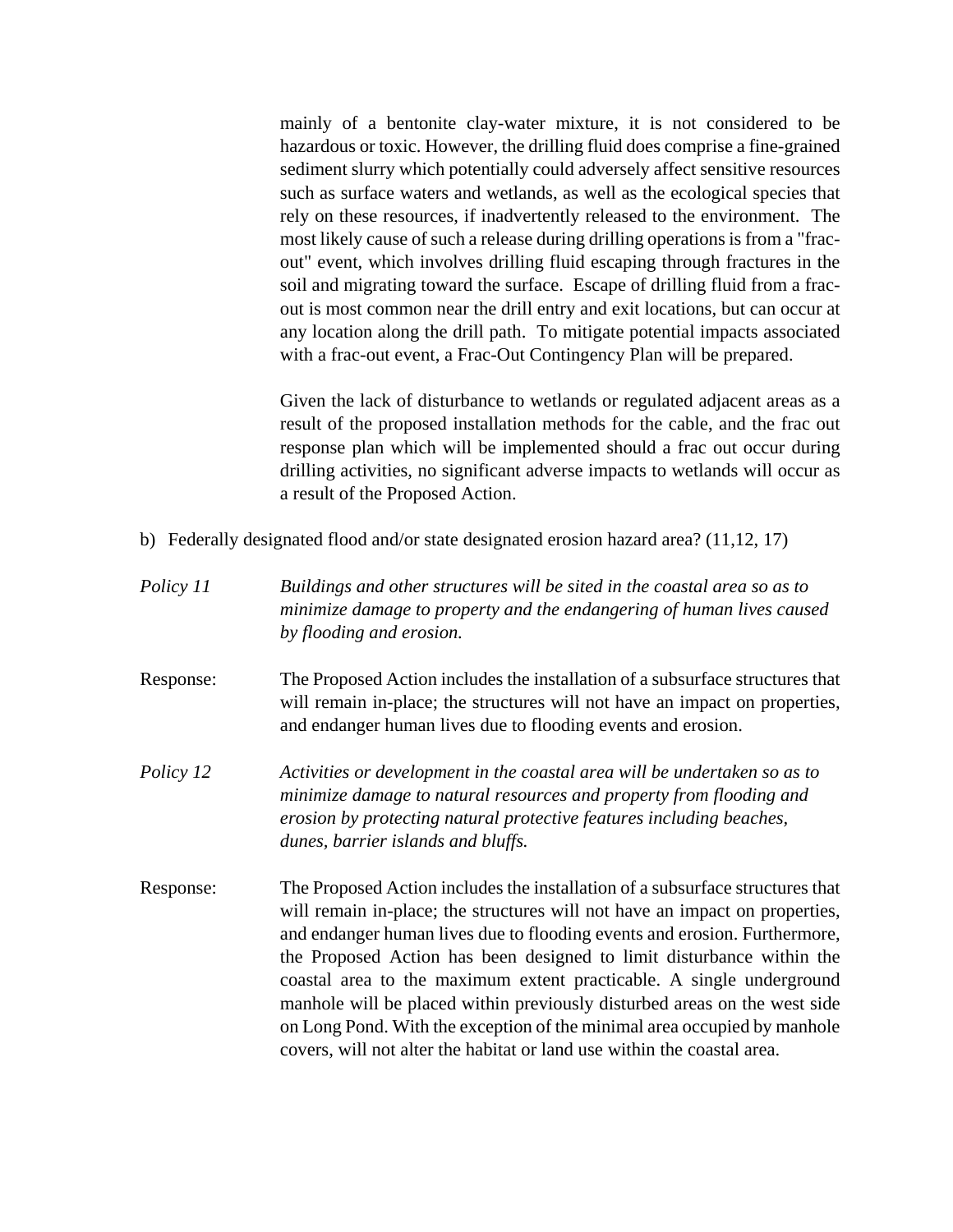mainly of a bentonite clay-water mixture, it is not considered to be hazardous or toxic. However, the drilling fluid does comprise a fine-grained sediment slurry which potentially could adversely affect sensitive resources such as surface waters and wetlands, as well as the ecological species that rely on these resources, if inadvertently released to the environment. The most likely cause of such a release during drilling operations is from a "frac-out" event, which involves drilling fluid escaping through fractures in the soil and migrating toward the surface. Escape of drilling fluid from a frac-out is most common near the drill entry and exit locations, but can occur at any location along the drill path. To mitigate potential impacts associated with a frac-out event, a Frac-Out Contingency Plan will be prepared.

Given the lack of disturbance to wetlands or regulated adjacent areas as a result of the proposed installation methods for the cable, and the frac out response plan which will be implemented should a frac out occur during drilling activities, no significant adverse impacts to wetlands will occur as a result of the Proposed Action.

b) Federally designated flood and/or state designated erosion hazard area? (11,12, 17)

*Policy 11* — *Buildings and other structures will be sited in the coastal area so as to minimize damage to property and the endangering of human lives caused by flooding and erosion.*

Response: The Proposed Action includes the installation of a subsurface structures that will remain in-place; the structures will not have an impact on properties, and endanger human lives due to flooding events and erosion.

*Policy 12* — *Activities or development in the coastal area will be undertaken so as to minimize damage to natural resources and property from flooding and erosion by protecting natural protective features including beaches, dunes, barrier islands and bluffs.*

Response: The Proposed Action includes the installation of a subsurface structures that will remain in-place; the structures will not have an impact on properties, and endanger human lives due to flooding events and erosion. Furthermore, the Proposed Action has been designed to limit disturbance within the coastal area to the maximum extent practicable. A single underground manhole will be placed within previously disturbed areas on the west side on Long Pond. With the exception of the minimal area occupied by manhole covers, will not alter the habitat or land use within the coastal area.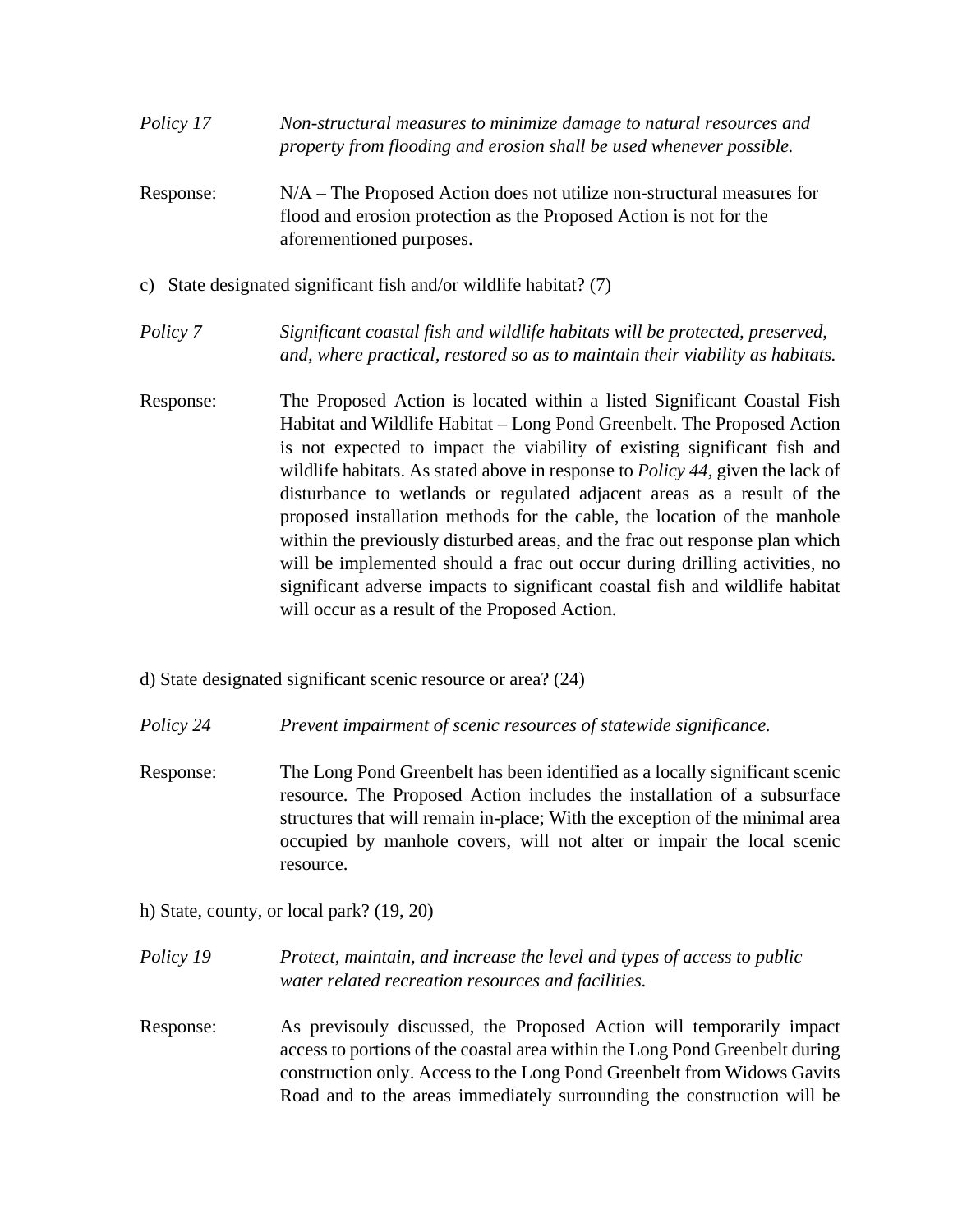*Policy 17* *Non-structural measures to minimize damage to natural resources and property from flooding and erosion shall be used whenever possible.*

Response: N/A – The Proposed Action does not utilize non-structural measures for flood and erosion protection as the Proposed Action is not for the aforementioned purposes.

c) State designated significant fish and/or wildlife habitat? (7)

*Policy 7* *Significant coastal fish and wildlife habitats will be protected, preserved, and, where practical, restored so as to maintain their viability as habitats.*

Response: The Proposed Action is located within a listed Significant Coastal Fish Habitat and Wildlife Habitat – Long Pond Greenbelt. The Proposed Action is not expected to impact the viability of existing significant fish and wildlife habitats. As stated above in response to *Policy 44*, given the lack of disturbance to wetlands or regulated adjacent areas as a result of the proposed installation methods for the cable, the location of the manhole within the previously disturbed areas, and the frac out response plan which will be implemented should a frac out occur during drilling activities, no significant adverse impacts to significant coastal fish and wildlife habitat will occur as a result of the Proposed Action.

d) State designated significant scenic resource or area? (24)

*Policy 24* *Prevent impairment of scenic resources of statewide significance.*

Response: The Long Pond Greenbelt has been identified as a locally significant scenic resource. The Proposed Action includes the installation of a subsurface structures that will remain in-place; With the exception of the minimal area occupied by manhole covers, will not alter or impair the local scenic resource.

h) State, county, or local park? (19, 20)

*Policy 19* *Protect, maintain, and increase the level and types of access to public water related recreation resources and facilities.*

Response: As previsouly discussed, the Proposed Action will temporarily impact access to portions of the coastal area within the Long Pond Greenbelt during construction only. Access to the Long Pond Greenbelt from Widows Gavits Road and to the areas immediately surrounding the construction will be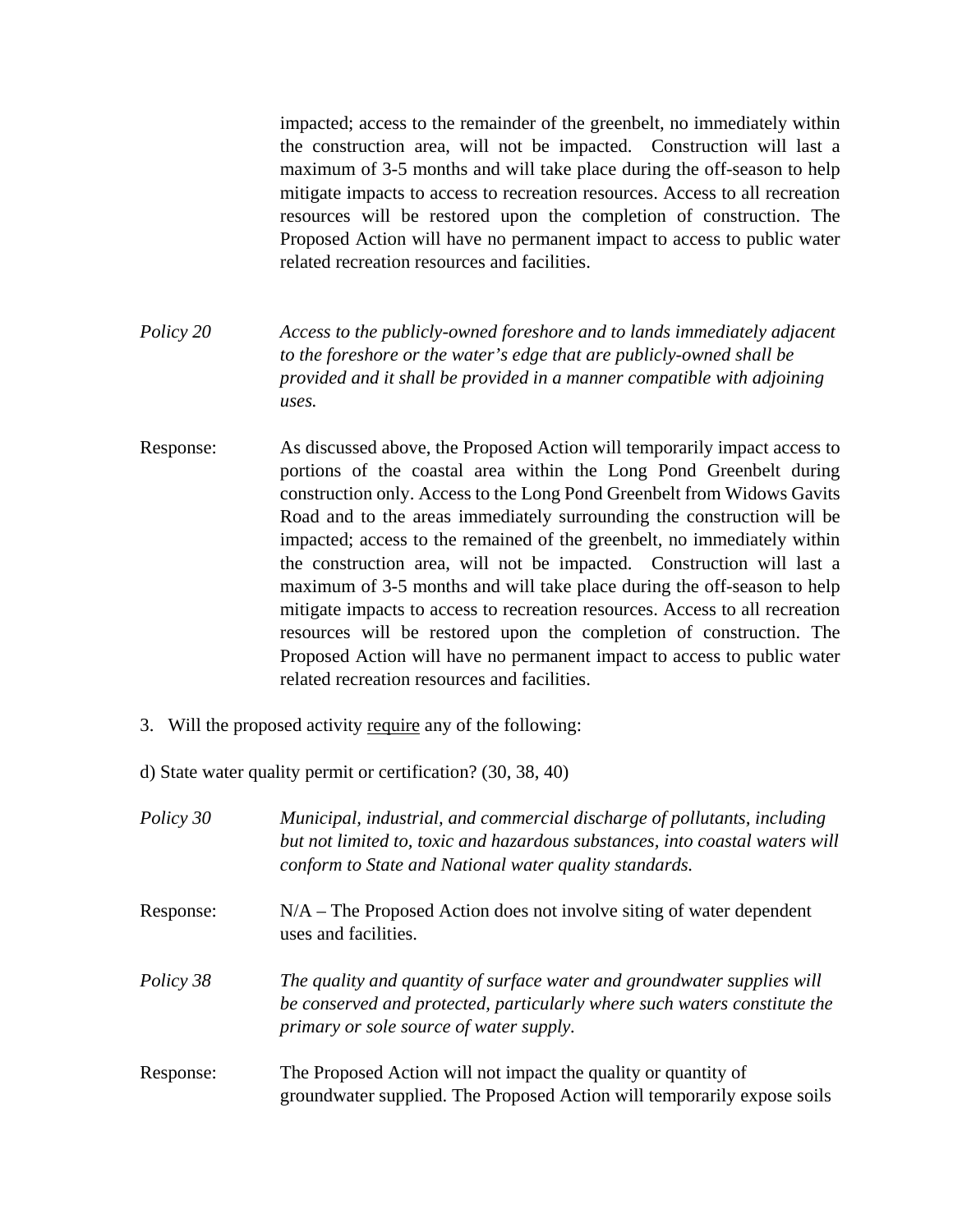impacted; access to the remainder of the greenbelt, no immediately within the construction area, will not be impacted. Construction will last a maximum of 3-5 months and will take place during the off-season to help mitigate impacts to access to recreation resources. Access to all recreation resources will be restored upon the completion of construction. The Proposed Action will have no permanent impact to access to public water related recreation resources and facilities.

*Policy 20* *Access to the publicly-owned foreshore and to lands immediately adjacent to the foreshore or the water's edge that are publicly-owned shall be provided and it shall be provided in a manner compatible with adjoining uses.*

Response: As discussed above, the Proposed Action will temporarily impact access to portions of the coastal area within the Long Pond Greenbelt during construction only. Access to the Long Pond Greenbelt from Widows Gavits Road and to the areas immediately surrounding the construction will be impacted; access to the remained of the greenbelt, no immediately within the construction area, will not be impacted. Construction will last a maximum of 3-5 months and will take place during the off-season to help mitigate impacts to access to recreation resources. Access to all recreation resources will be restored upon the completion of construction. The Proposed Action will have no permanent impact to access to public water related recreation resources and facilities.

3. Will the proposed activity <u>require</u> any of the following:

d) State water quality permit or certification? (30, 38, 40)

*Policy 30* *Municipal, industrial, and commercial discharge of pollutants, including but not limited to, toxic and hazardous substances, into coastal waters will conform to State and National water quality standards.*

Response: N/A – The Proposed Action does not involve siting of water dependent uses and facilities.

*Policy 38* *The quality and quantity of surface water and groundwater supplies will be conserved and protected, particularly where such waters constitute the primary or sole source of water supply.*

Response: The Proposed Action will not impact the quality or quantity of groundwater supplied. The Proposed Action will temporarily expose soils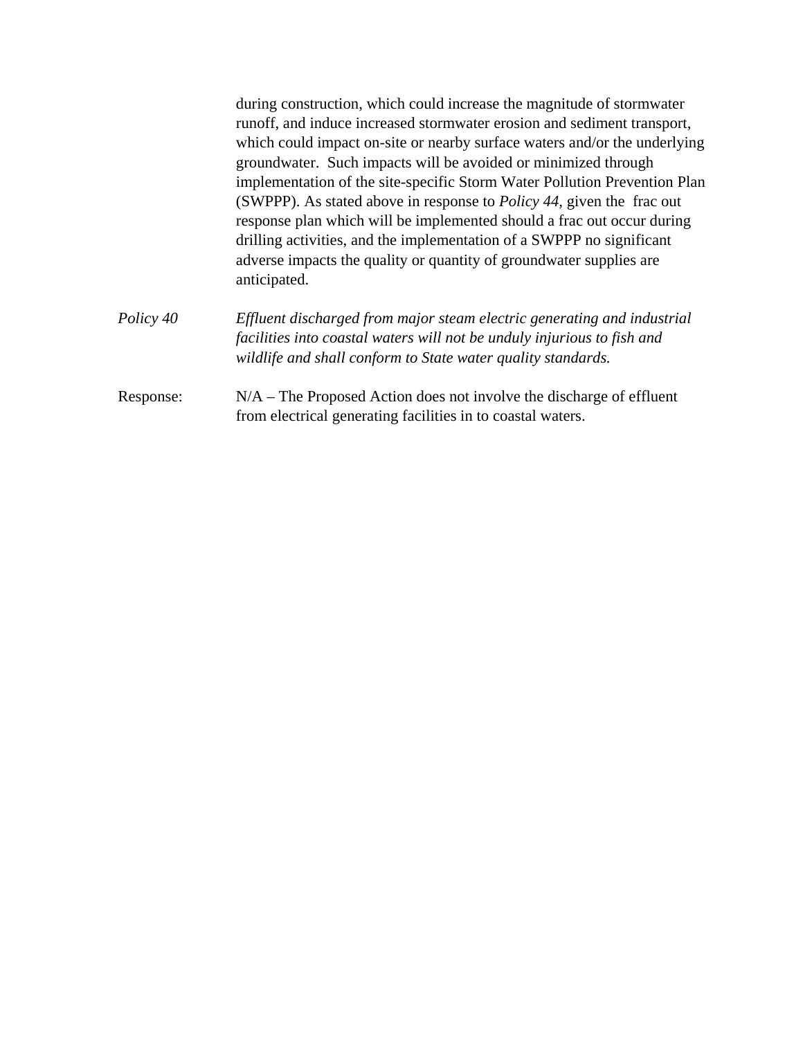during construction, which could increase the magnitude of stormwater runoff, and induce increased stormwater erosion and sediment transport, which could impact on-site or nearby surface waters and/or the underlying groundwater. Such impacts will be avoided or minimized through implementation of the site-specific Storm Water Pollution Prevention Plan (SWPPP). As stated above in response to *Policy 44*, given the frac out response plan which will be implemented should a frac out occur during drilling activities, and the implementation of a SWPPP no significant adverse impacts the quality or quantity of groundwater supplies are anticipated.

*Policy 40* *Effluent discharged from major steam electric generating and industrial facilities into coastal waters will not be unduly injurious to fish and wildlife and shall conform to State water quality standards.*

Response: N/A – The Proposed Action does not involve the discharge of effluent from electrical generating facilities in to coastal waters.